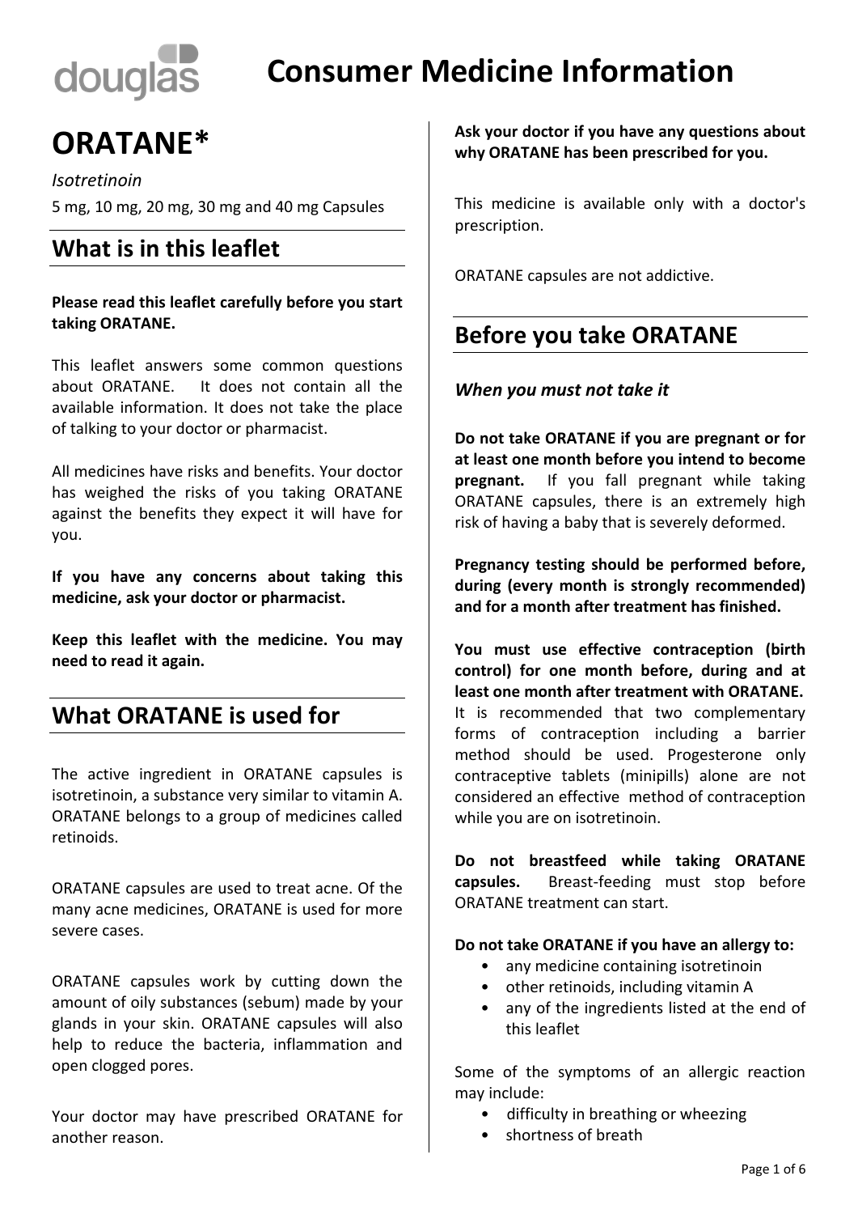# Consumer Medicine Information

# ORATANE*

*Isotretinoin*

5 mg, 10 mg, 20 mg, 30 mg and 40 mg Capsules

## What is in this leaflet

**Please read this leaflet carefully before you start taking ORATANE.**

This leaflet answers some common questions about ORATANE. It does not contain all the available information. It does not take the place of talking to your doctor or pharmacist.

All medicines have risks and benefits. Your doctor has weighed the risks of you taking ORATANE against the benefits they expect it will have for you.

**If you have any concerns about taking this medicine, ask your doctor or pharmacist.**

**Keep this leaflet with the medicine. You may need to read it again.**

## What ORATANE is used for

The active ingredient in ORATANE capsules is isotretinoin, a substance very similar to vitamin A. ORATANE belongs to a group of medicines called retinoids.

ORATANE capsules are used to treat acne. Of the many acne medicines, ORATANE is used for more severe cases.

ORATANE capsules work by cutting down the amount of oily substances (sebum) made by your glands in your skin. ORATANE capsules will also help to reduce the bacteria, inflammation and open clogged pores.

Your doctor may have prescribed ORATANE for another reason.

**Ask your doctor if you have any questions about why ORATANE has been prescribed for you.**

This medicine is available only with a doctor's prescription.

ORATANE capsules are not addictive.

## Before you take ORATANE

### *When you must not take it*

**Do not take ORATANE if you are pregnant or for at least one month before you intend to become pregnant.** If you fall pregnant while taking ORATANE capsules, there is an extremely high risk of having a baby that is severely deformed.

**Pregnancy testing should be performed before, during (every month is strongly recommended) and for a month after treatment has finished.**

**You must use effective contraception (birth control) for one month before, during and at least one month after treatment with ORATANE.** It is recommended that two complementary forms of contraception including a barrier method should be used. Progesterone only contraceptive tablets (minipills) alone are not considered an effective method of contraception while you are on isotretinoin.

**Do not breastfeed while taking ORATANE capsules.** Breast-feeding must stop before ORATANE treatment can start.

**Do not take ORATANE if you have an allergy to:**

- any medicine containing isotretinoin
- other retinoids, including vitamin A
- any of the ingredients listed at the end of this leaflet

Some of the symptoms of an allergic reaction may include:

- difficulty in breathing or wheezing
- shortness of breath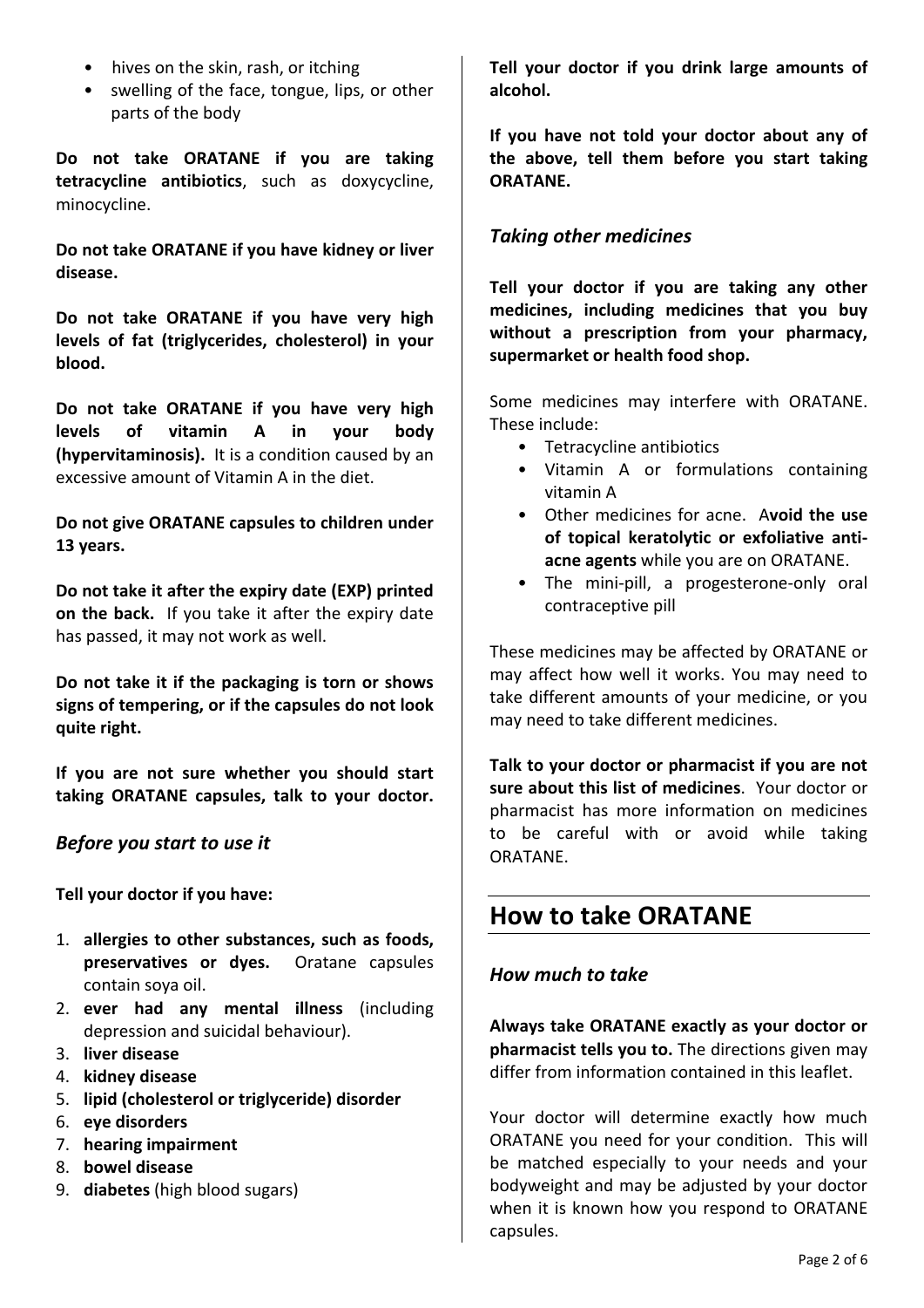- hives on the skin, rash, or itching
- swelling of the face, tongue, lips, or other parts of the body

**Do not take ORATANE if you are taking tetracycline antibiotics**, such as doxycycline, minocycline.

**Do not take ORATANE if you have kidney or liver disease.**

**Do not take ORATANE if you have very high levels of fat (triglycerides, cholesterol) in your blood.**

**Do not take ORATANE if you have very high levels of vitamin A in your body (hypervitaminosis).** It is a condition caused by an excessive amount of Vitamin A in the diet.

**Do not give ORATANE capsules to children under 13 years.**

**Do not take it after the expiry date (EXP) printed on the back.** If you take it after the expiry date has passed, it may not work as well.

**Do not take it if the packaging is torn or shows signs of tempering, or if the capsules do not look quite right.**

**If you are not sure whether you should start taking ORATANE capsules, talk to your doctor.**

### *Before you start to use it*

**Tell your doctor if you have:**

1. **allergies to other substances, such as foods, preservatives or dyes.** Oratane capsules contain soya oil.
2. **ever had any mental illness** (including depression and suicidal behaviour).
3. **liver disease**
4. **kidney disease**
5. **lipid (cholesterol or triglyceride) disorder**
6. **eye disorders**
7. **hearing impairment**
8. **bowel disease**
9. **diabetes** (high blood sugars)

**Tell your doctor if you drink large amounts of alcohol.**

**If you have not told your doctor about any of the above, tell them before you start taking ORATANE.**

### *Taking other medicines*

**Tell your doctor if you are taking any other medicines, including medicines that you buy without a prescription from your pharmacy, supermarket or health food shop.**

Some medicines may interfere with ORATANE. These include:

- Tetracycline antibiotics
- Vitamin A or formulations containing vitamin A
- Other medicines for acne. A**void the use of topical keratolytic or exfoliative anti-acne agents** while you are on ORATANE.
- The mini-pill, a progesterone-only oral contraceptive pill

These medicines may be affected by ORATANE or may affect how well it works. You may need to take different amounts of your medicine, or you may need to take different medicines.

**Talk to your doctor or pharmacist if you are not sure about this list of medicines**. Your doctor or pharmacist has more information on medicines to be careful with or avoid while taking ORATANE.

## How to take ORATANE

### *How much to take*

**Always take ORATANE exactly as your doctor or pharmacist tells you to.** The directions given may differ from information contained in this leaflet.

Your doctor will determine exactly how much ORATANE you need for your condition. This will be matched especially to your needs and your bodyweight and may be adjusted by your doctor when it is known how you respond to ORATANE capsules.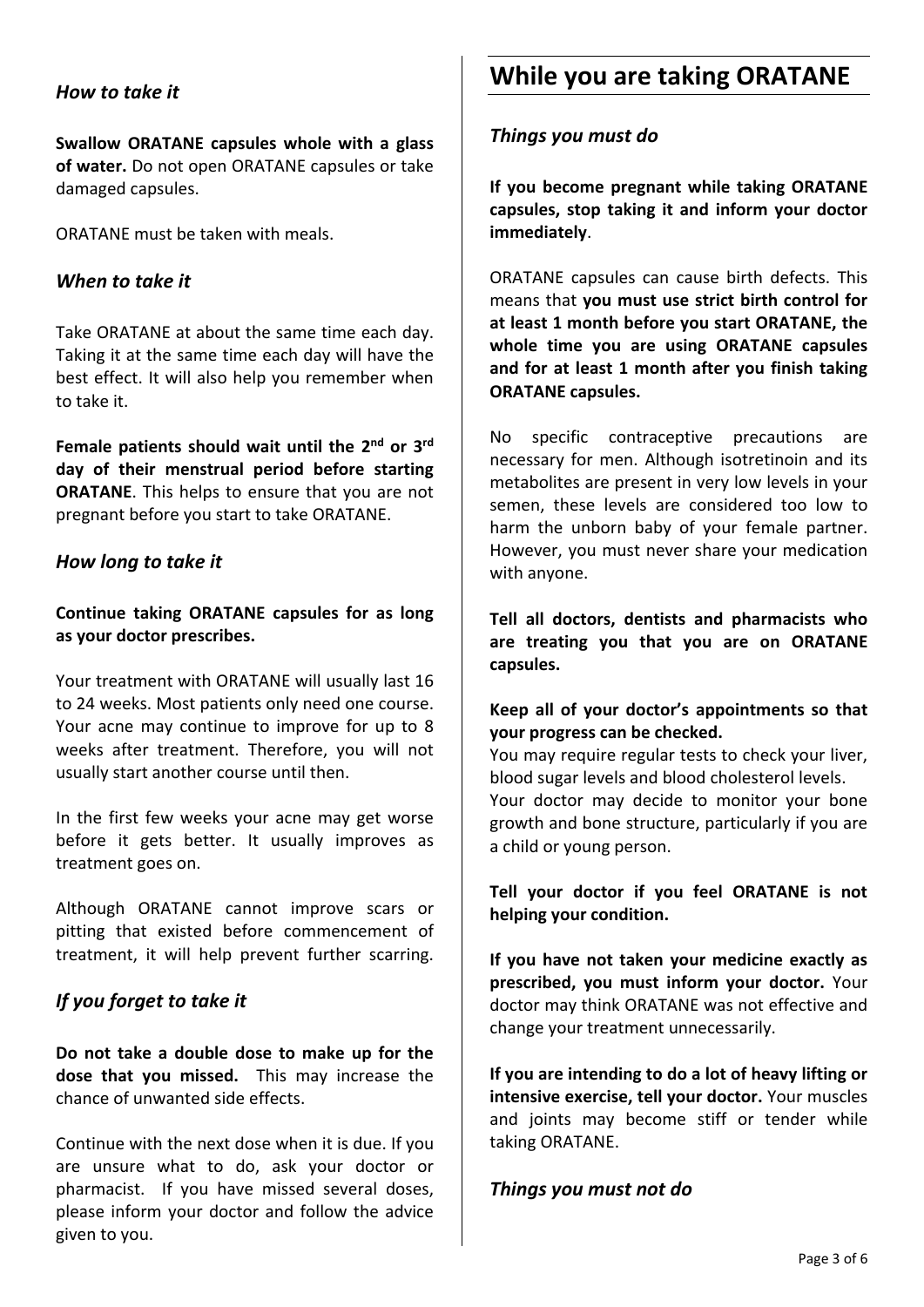### *How to take it*

**Swallow ORATANE capsules whole with a glass of water.** Do not open ORATANE capsules or take damaged capsules.

ORATANE must be taken with meals.

### *When to take it*

Take ORATANE at about the same time each day. Taking it at the same time each day will have the best effect. It will also help you remember when to take it.

**Female patients should wait until the 2nd or 3rd day of their menstrual period before starting ORATANE**. This helps to ensure that you are not pregnant before you start to take ORATANE.

### *How long to take it*

**Continue taking ORATANE capsules for as long as your doctor prescribes.**

Your treatment with ORATANE will usually last 16 to 24 weeks. Most patients only need one course. Your acne may continue to improve for up to 8 weeks after treatment. Therefore, you will not usually start another course until then.

In the first few weeks your acne may get worse before it gets better. It usually improves as treatment goes on.

Although ORATANE cannot improve scars or pitting that existed before commencement of treatment, it will help prevent further scarring.

### *If you forget to take it*

**Do not take a double dose to make up for the dose that you missed.** This may increase the chance of unwanted side effects.

Continue with the next dose when it is due. If you are unsure what to do, ask your doctor or pharmacist. If you have missed several doses, please inform your doctor and follow the advice given to you.

## While you are taking ORATANE

### *Things you must do*

**If you become pregnant while taking ORATANE capsules, stop taking it and inform your doctor immediately**.

ORATANE capsules can cause birth defects. This means that **you must use strict birth control for at least 1 month before you start ORATANE, the whole time you are using ORATANE capsules and for at least 1 month after you finish taking ORATANE capsules.**

No specific contraceptive precautions are necessary for men. Although isotretinoin and its metabolites are present in very low levels in your semen, these levels are considered too low to harm the unborn baby of your female partner. However, you must never share your medication with anyone.

**Tell all doctors, dentists and pharmacists who are treating you that you are on ORATANE capsules.**

**Keep all of your doctor's appointments so that your progress can be checked.**
You may require regular tests to check your liver, blood sugar levels and blood cholesterol levels.
Your doctor may decide to monitor your bone growth and bone structure, particularly if you are a child or young person.

**Tell your doctor if you feel ORATANE is not helping your condition.**

**If you have not taken your medicine exactly as prescribed, you must inform your doctor.** Your doctor may think ORATANE was not effective and change your treatment unnecessarily.

**If you are intending to do a lot of heavy lifting or intensive exercise, tell your doctor.** Your muscles and joints may become stiff or tender while taking ORATANE.

### *Things you must not do*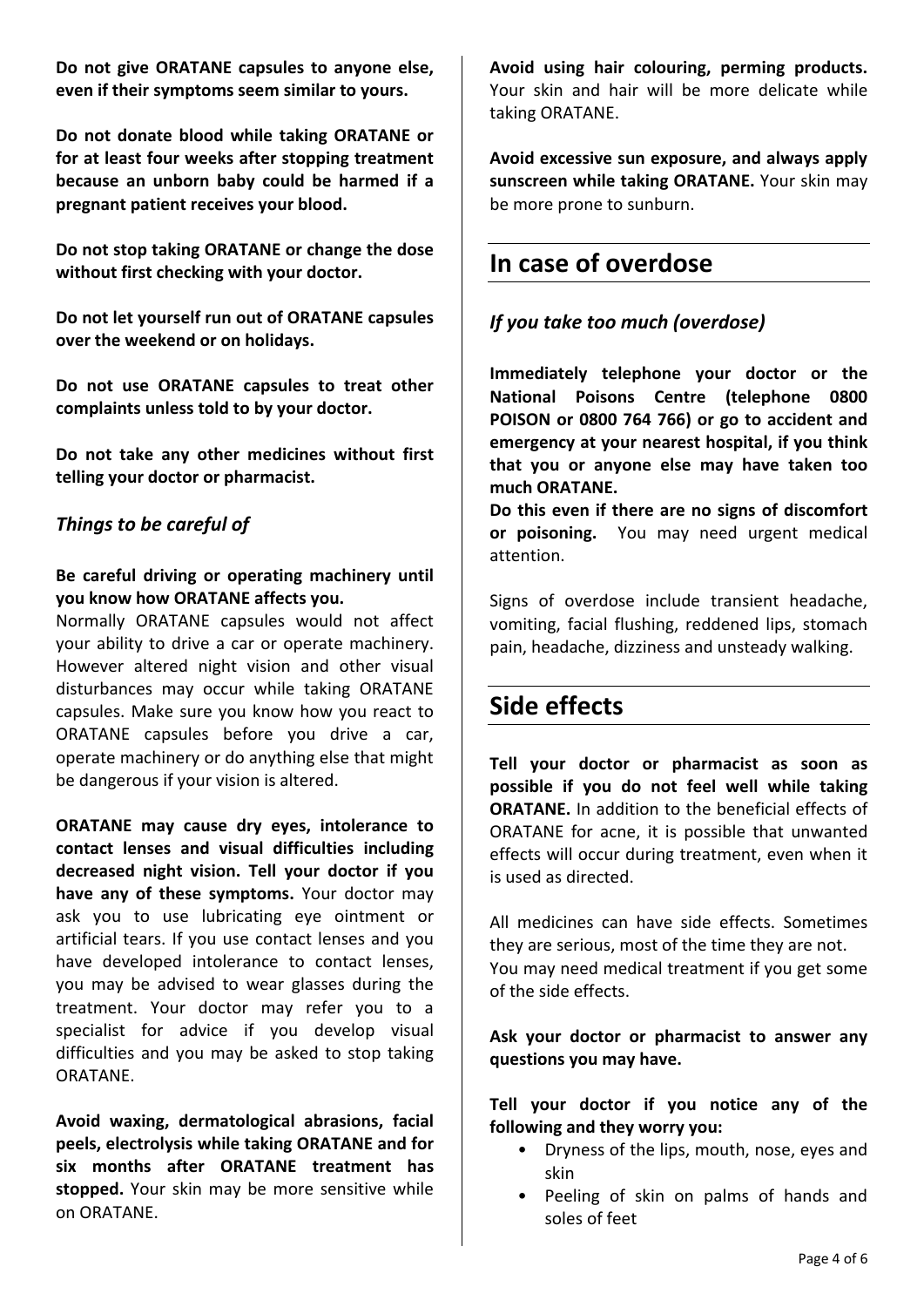**Do not give ORATANE capsules to anyone else, even if their symptoms seem similar to yours.**

**Do not donate blood while taking ORATANE or for at least four weeks after stopping treatment because an unborn baby could be harmed if a pregnant patient receives your blood.**

**Do not stop taking ORATANE or change the dose without first checking with your doctor.**

**Do not let yourself run out of ORATANE capsules over the weekend or on holidays.**

**Do not use ORATANE capsules to treat other complaints unless told to by your doctor.**

**Do not take any other medicines without first telling your doctor or pharmacist.**

### *Things to be careful of*

**Be careful driving or operating machinery until you know how ORATANE affects you.**
Normally ORATANE capsules would not affect your ability to drive a car or operate machinery. However altered night vision and other visual disturbances may occur while taking ORATANE capsules. Make sure you know how you react to ORATANE capsules before you drive a car, operate machinery or do anything else that might be dangerous if your vision is altered.

**ORATANE may cause dry eyes, intolerance to contact lenses and visual difficulties including decreased night vision. Tell your doctor if you have any of these symptoms.** Your doctor may ask you to use lubricating eye ointment or artificial tears. If you use contact lenses and you have developed intolerance to contact lenses, you may be advised to wear glasses during the treatment. Your doctor may refer you to a specialist for advice if you develop visual difficulties and you may be asked to stop taking ORATANE.

**Avoid waxing, dermatological abrasions, facial peels, electrolysis while taking ORATANE and for six months after ORATANE treatment has stopped.** Your skin may be more sensitive while on ORATANE.

**Avoid using hair colouring, perming products.** Your skin and hair will be more delicate while taking ORATANE.

**Avoid excessive sun exposure, and always apply sunscreen while taking ORATANE.** Your skin may be more prone to sunburn.

## In case of overdose

### *If you take too much (overdose)*

**Immediately telephone your doctor or the National Poisons Centre (telephone 0800 POISON or 0800 764 766) or go to accident and emergency at your nearest hospital, if you think that you or anyone else may have taken too much ORATANE.**
**Do this even if there are no signs of discomfort or poisoning.** You may need urgent medical attention.

Signs of overdose include transient headache, vomiting, facial flushing, reddened lips, stomach pain, headache, dizziness and unsteady walking.

## Side effects

**Tell your doctor or pharmacist as soon as possible if you do not feel well while taking ORATANE.** In addition to the beneficial effects of ORATANE for acne, it is possible that unwanted effects will occur during treatment, even when it is used as directed.

All medicines can have side effects. Sometimes they are serious, most of the time they are not.
You may need medical treatment if you get some of the side effects.

**Ask your doctor or pharmacist to answer any questions you may have.**

**Tell your doctor if you notice any of the following and they worry you:**

- Dryness of the lips, mouth, nose, eyes and skin
- Peeling of skin on palms of hands and soles of feet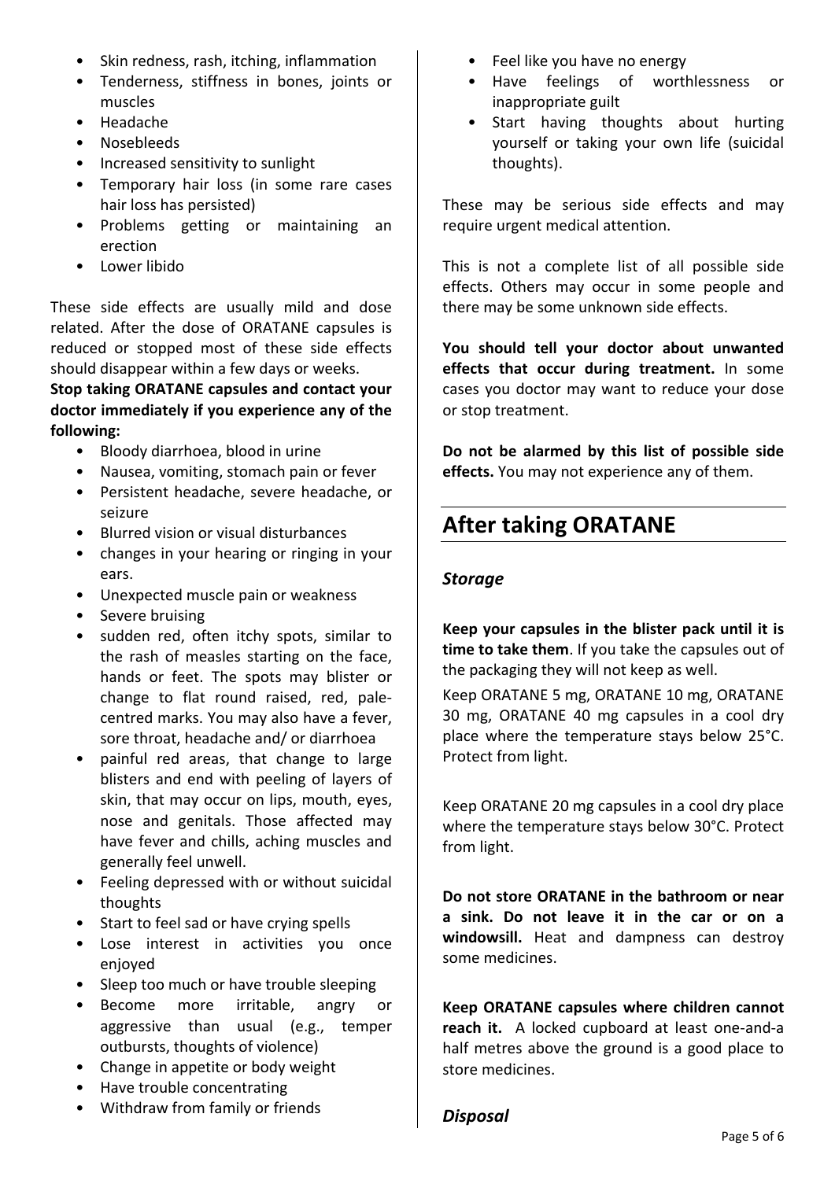- Skin redness, rash, itching, inflammation
- Tenderness, stiffness in bones, joints or muscles
- Headache
- Nosebleeds
- Increased sensitivity to sunlight
- Temporary hair loss (in some rare cases hair loss has persisted)
- Problems getting or maintaining an erection
- Lower libido

These side effects are usually mild and dose related. After the dose of ORATANE capsules is reduced or stopped most of these side effects should disappear within a few days or weeks.

**Stop taking ORATANE capsules and contact your doctor immediately if you experience any of the following:**

- Bloody diarrhoea, blood in urine
- Nausea, vomiting, stomach pain or fever
- Persistent headache, severe headache, or seizure
- Blurred vision or visual disturbances
- changes in your hearing or ringing in your ears.
- Unexpected muscle pain or weakness
- Severe bruising
- sudden red, often itchy spots, similar to the rash of measles starting on the face, hands or feet. The spots may blister or change to flat round raised, red, pale-centred marks. You may also have a fever, sore throat, headache and/ or diarrhoea
- painful red areas, that change to large blisters and end with peeling of layers of skin, that may occur on lips, mouth, eyes, nose and genitals. Those affected may have fever and chills, aching muscles and generally feel unwell.
- Feeling depressed with or without suicidal thoughts
- Start to feel sad or have crying spells
- Lose interest in activities you once enjoyed
- Sleep too much or have trouble sleeping
- Become more irritable, angry or aggressive than usual (e.g., temper outbursts, thoughts of violence)
- Change in appetite or body weight
- Have trouble concentrating
- Withdraw from family or friends
- Feel like you have no energy
- Have feelings of worthlessness or inappropriate guilt
- Start having thoughts about hurting yourself or taking your own life (suicidal thoughts).

These may be serious side effects and may require urgent medical attention.

This is not a complete list of all possible side effects. Others may occur in some people and there may be some unknown side effects.

**You should tell your doctor about unwanted effects that occur during treatment.** In some cases you doctor may want to reduce your dose or stop treatment.

**Do not be alarmed by this list of possible side effects.** You may not experience any of them.

## After taking ORATANE

### *Storage*

**Keep your capsules in the blister pack until it is time to take them**. If you take the capsules out of the packaging they will not keep as well.

Keep ORATANE 5 mg, ORATANE 10 mg, ORATANE 30 mg, ORATANE 40 mg capsules in a cool dry place where the temperature stays below 25°C. Protect from light.

Keep ORATANE 20 mg capsules in a cool dry place where the temperature stays below 30°C. Protect from light.

**Do not store ORATANE in the bathroom or near a sink. Do not leave it in the car or on a windowsill.** Heat and dampness can destroy some medicines.

**Keep ORATANE capsules where children cannot reach it.** A locked cupboard at least one-and-a half metres above the ground is a good place to store medicines.

### *Disposal*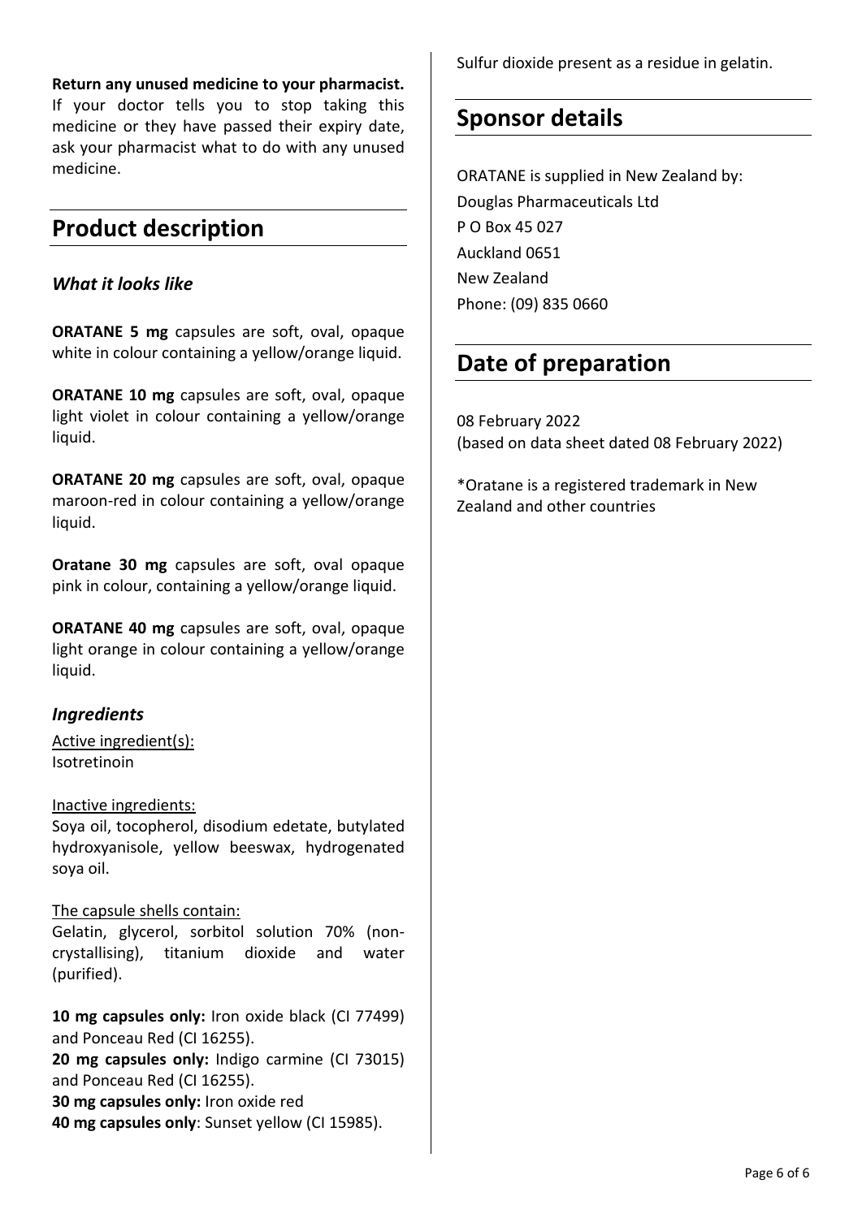**Return any unused medicine to your pharmacist.**
If your doctor tells you to stop taking this medicine or they have passed their expiry date, ask your pharmacist what to do with any unused medicine.

## Product description

### *What it looks like*

**ORATANE 5 mg** capsules are soft, oval, opaque white in colour containing a yellow/orange liquid.

**ORATANE 10 mg** capsules are soft, oval, opaque light violet in colour containing a yellow/orange liquid.

**ORATANE 20 mg** capsules are soft, oval, opaque maroon-red in colour containing a yellow/orange liquid.

**Oratane 30 mg** capsules are soft, oval opaque pink in colour, containing a yellow/orange liquid.

**ORATANE 40 mg** capsules are soft, oval, opaque light orange in colour containing a yellow/orange liquid.

### *Ingredients*

Active ingredient(s):
Isotretinoin

Inactive ingredients:
Soya oil, tocopherol, disodium edetate, butylated hydroxyanisole, yellow beeswax, hydrogenated soya oil.

The capsule shells contain:
Gelatin, glycerol, sorbitol solution 70% (non-crystallising), titanium dioxide and water (purified).

**10 mg capsules only:** Iron oxide black (CI 77499) and Ponceau Red (CI 16255).
**20 mg capsules only:** Indigo carmine (CI 73015) and Ponceau Red (CI 16255).
**30 mg capsules only:** Iron oxide red
**40 mg capsules only**: Sunset yellow (CI 15985).

Sulfur dioxide present as a residue in gelatin.

## Sponsor details

ORATANE is supplied in New Zealand by:
Douglas Pharmaceuticals Ltd
P O Box 45 027
Auckland 0651
New Zealand
Phone: (09) 835 0660

## Date of preparation

08 February 2022
(based on data sheet dated 08 February 2022)

*Oratane is a registered trademark in New Zealand and other countries